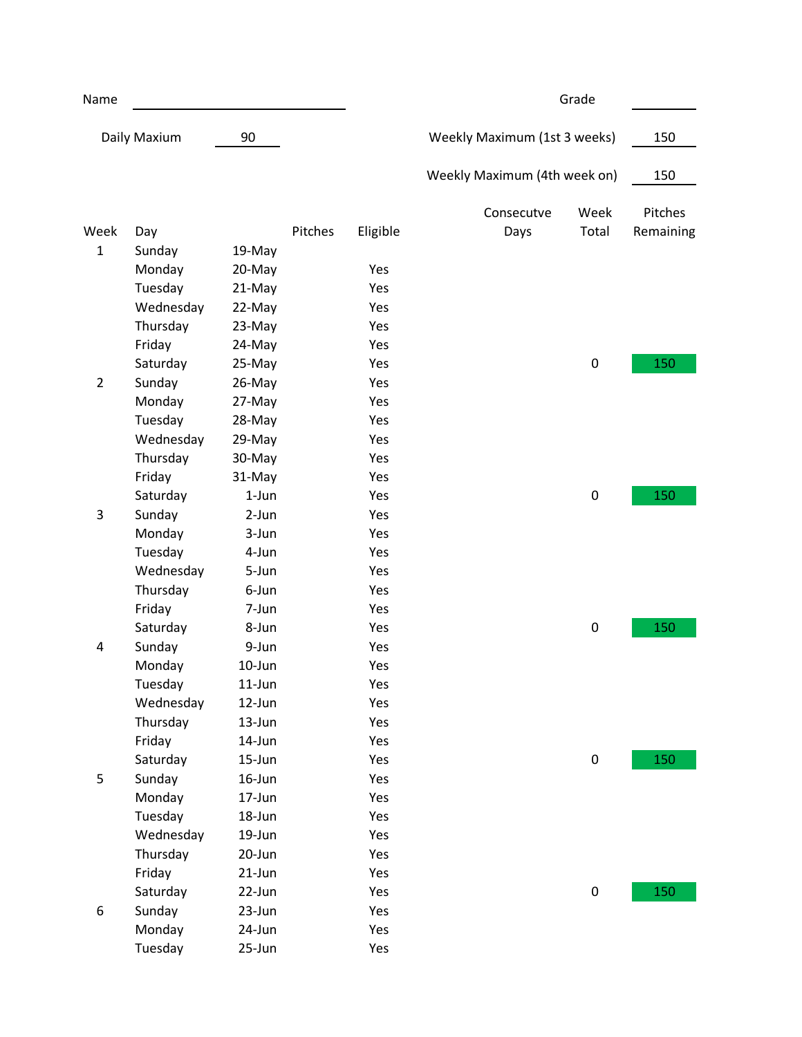Name ______________________ Grade ________

Daily Maxium 90

Weekly Maximum (1st 3 weeks) 150

Weekly Maximum (4th week on) 150

| Week | Day | | Pitches | Eligible | Consecutve Days | Week Total | Pitches Remaining |
|---|---|---|---|---|---|---|---|
| 1 | Sunday | 19-May | | | | | |
| | Monday | 20-May | | Yes | | | |
| | Tuesday | 21-May | | Yes | | | |
| | Wednesday | 22-May | | Yes | | | |
| | Thursday | 23-May | | Yes | | | |
| | Friday | 24-May | | Yes | | | |
| | Saturday | 25-May | | Yes | | 0 | 150 |
| 2 | Sunday | 26-May | | Yes | | | |
| | Monday | 27-May | | Yes | | | |
| | Tuesday | 28-May | | Yes | | | |
| | Wednesday | 29-May | | Yes | | | |
| | Thursday | 30-May | | Yes | | | |
| | Friday | 31-May | | Yes | | | |
| | Saturday | 1-Jun | | Yes | | 0 | 150 |
| 3 | Sunday | 2-Jun | | Yes | | | |
| | Monday | 3-Jun | | Yes | | | |
| | Tuesday | 4-Jun | | Yes | | | |
| | Wednesday | 5-Jun | | Yes | | | |
| | Thursday | 6-Jun | | Yes | | | |
| | Friday | 7-Jun | | Yes | | | |
| | Saturday | 8-Jun | | Yes | | 0 | 150 |
| 4 | Sunday | 9-Jun | | Yes | | | |
| | Monday | 10-Jun | | Yes | | | |
| | Tuesday | 11-Jun | | Yes | | | |
| | Wednesday | 12-Jun | | Yes | | | |
| | Thursday | 13-Jun | | Yes | | | |
| | Friday | 14-Jun | | Yes | | | |
| | Saturday | 15-Jun | | Yes | | 0 | 150 |
| 5 | Sunday | 16-Jun | | Yes | | | |
| | Monday | 17-Jun | | Yes | | | |
| | Tuesday | 18-Jun | | Yes | | | |
| | Wednesday | 19-Jun | | Yes | | | |
| | Thursday | 20-Jun | | Yes | | | |
| | Friday | 21-Jun | | Yes | | | |
| | Saturday | 22-Jun | | Yes | | 0 | 150 |
| 6 | Sunday | 23-Jun | | Yes | | | |
| | Monday | 24-Jun | | Yes | | | |
| | Tuesday | 25-Jun | | Yes | | | |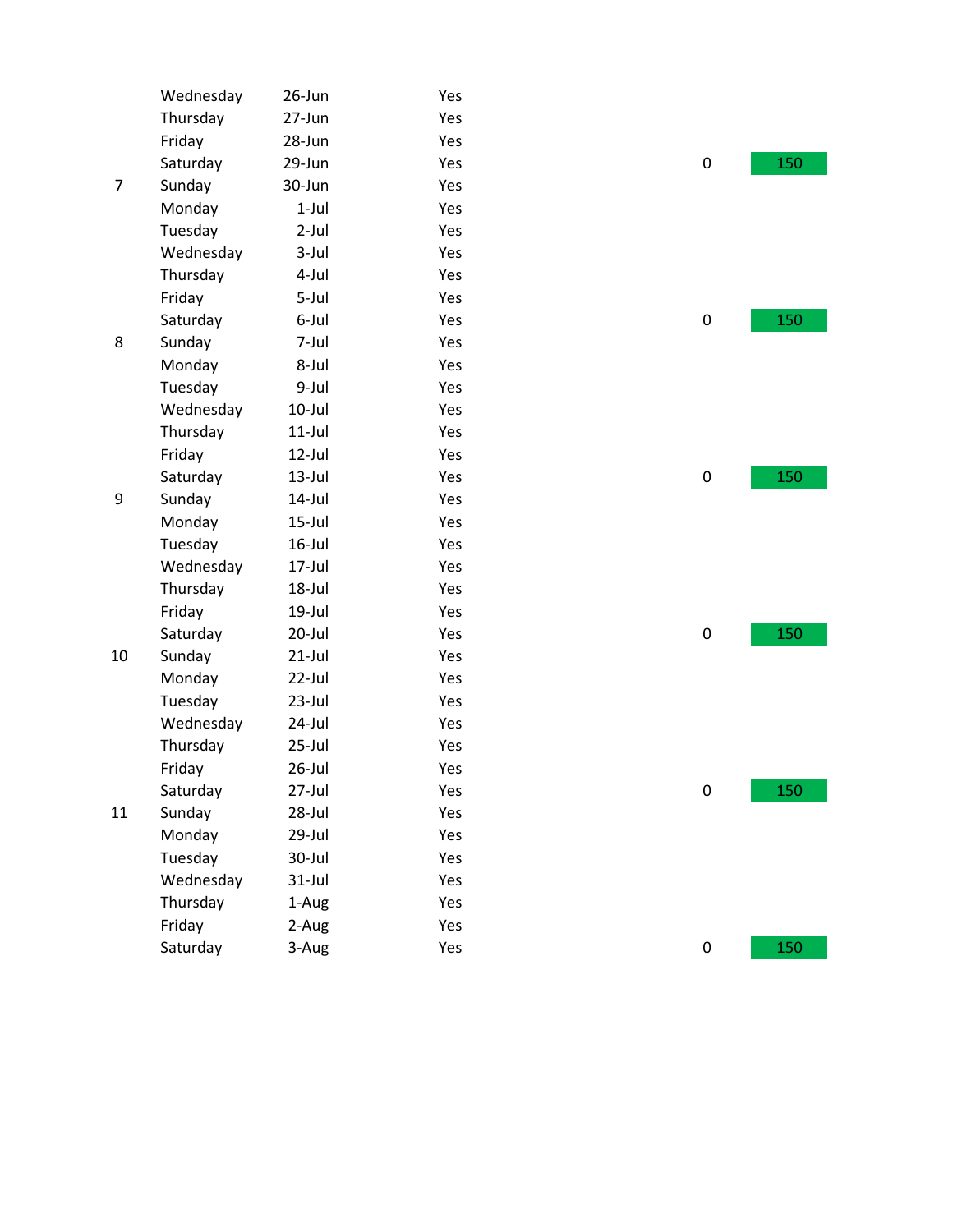| | | | | | |
|---|---|---|---|---|---|
| | Wednesday | 26-Jun | Yes | | |
| | Thursday | 27-Jun | Yes | | |
| | Friday | 28-Jun | Yes | | |
| | Saturday | 29-Jun | Yes | 0 | 150 |
| 7 | Sunday | 30-Jun | Yes | | |
| | Monday | 1-Jul | Yes | | |
| | Tuesday | 2-Jul | Yes | | |
| | Wednesday | 3-Jul | Yes | | |
| | Thursday | 4-Jul | Yes | | |
| | Friday | 5-Jul | Yes | | |
| | Saturday | 6-Jul | Yes | 0 | 150 |
| 8 | Sunday | 7-Jul | Yes | | |
| | Monday | 8-Jul | Yes | | |
| | Tuesday | 9-Jul | Yes | | |
| | Wednesday | 10-Jul | Yes | | |
| | Thursday | 11-Jul | Yes | | |
| | Friday | 12-Jul | Yes | | |
| | Saturday | 13-Jul | Yes | 0 | 150 |
| 9 | Sunday | 14-Jul | Yes | | |
| | Monday | 15-Jul | Yes | | |
| | Tuesday | 16-Jul | Yes | | |
| | Wednesday | 17-Jul | Yes | | |
| | Thursday | 18-Jul | Yes | | |
| | Friday | 19-Jul | Yes | | |
| | Saturday | 20-Jul | Yes | 0 | 150 |
| 10 | Sunday | 21-Jul | Yes | | |
| | Monday | 22-Jul | Yes | | |
| | Tuesday | 23-Jul | Yes | | |
| | Wednesday | 24-Jul | Yes | | |
| | Thursday | 25-Jul | Yes | | |
| | Friday | 26-Jul | Yes | | |
| | Saturday | 27-Jul | Yes | 0 | 150 |
| 11 | Sunday | 28-Jul | Yes | | |
| | Monday | 29-Jul | Yes | | |
| | Tuesday | 30-Jul | Yes | | |
| | Wednesday | 31-Jul | Yes | | |
| | Thursday | 1-Aug | Yes | | |
| | Friday | 2-Aug | Yes | | |
| | Saturday | 3-Aug | Yes | 0 | 150 |